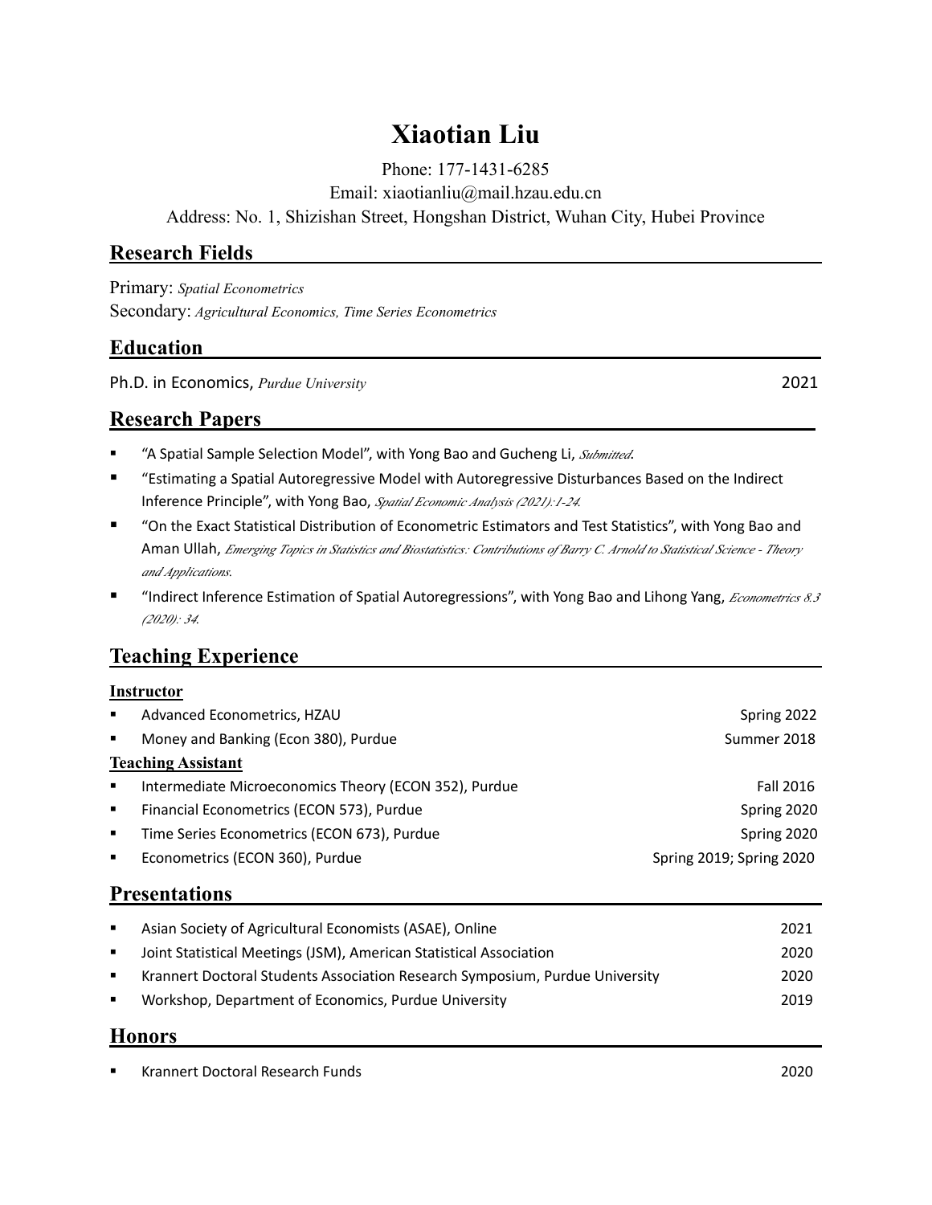# Xiaotian Liu

Phone: 177-1431-6285
Email: xiaotianliu@mail.hzau.edu.cn
Address: No. 1, Shizishan Street, Hongshan District, Wuhan City, Hubei Province

## Research Fields

Primary: *Spatial Econometrics*
Secondary: *Agricultural Economics, Time Series Econometrics*

## Education

Ph.D. in Economics, *Purdue University* — 2021

## Research Papers

- "A Spatial Sample Selection Model", with Yong Bao and Gucheng Li, *Submitted.*
- "Estimating a Spatial Autoregressive Model with Autoregressive Disturbances Based on the Indirect Inference Principle", with Yong Bao, *Spatial Economic Analysis (2021):1-24.*
- "On the Exact Statistical Distribution of Econometric Estimators and Test Statistics", with Yong Bao and Aman Ullah, *Emerging Topics in Statistics and Biostatistics: Contributions of Barry C. Arnold to Statistical Science - Theory and Applications.*
- "Indirect Inference Estimation of Spatial Autoregressions", with Yong Bao and Lihong Yang, *Econometrics 8.3 (2020): 34.*

## Teaching Experience

**Instructor**

- Advanced Econometrics, HZAU — Spring 2022
- Money and Banking (Econ 380), Purdue — Summer 2018

**Teaching Assistant**

- Intermediate Microeconomics Theory (ECON 352), Purdue — Fall 2016
- Financial Econometrics (ECON 573), Purdue — Spring 2020
- Time Series Econometrics (ECON 673), Purdue — Spring 2020
- Econometrics (ECON 360), Purdue — Spring 2019; Spring 2020

## Presentations

- Asian Society of Agricultural Economists (ASAE), Online — 2021
- Joint Statistical Meetings (JSM), American Statistical Association — 2020
- Krannert Doctoral Students Association Research Symposium, Purdue University — 2020
- Workshop, Department of Economics, Purdue University — 2019

## Honors

- Krannert Doctoral Research Funds — 2020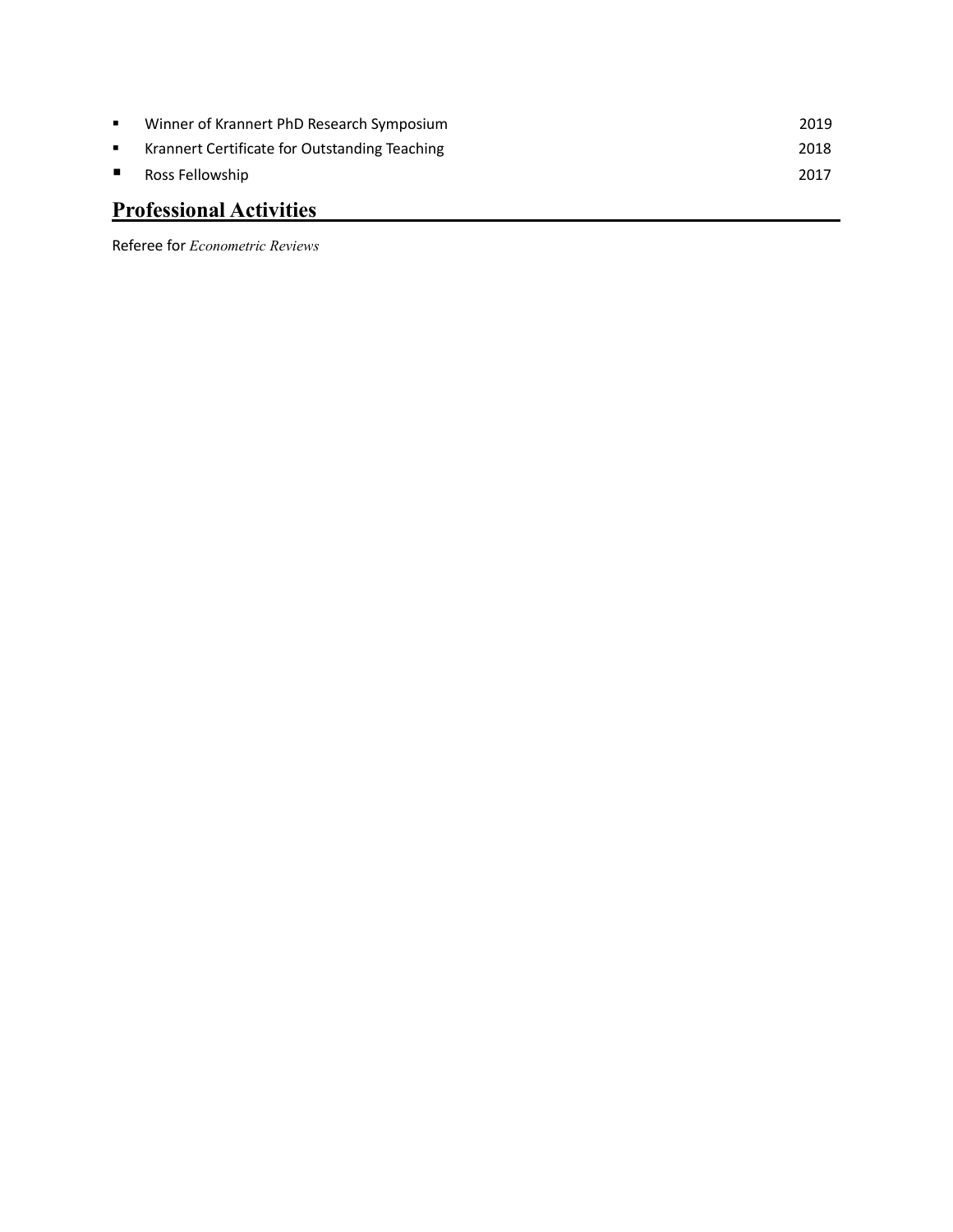- Winner of Krannert PhD Research Symposium 2019
- Krannert Certificate for Outstanding Teaching 2018
- Ross Fellowship 2017

## Professional Activities

Referee for *Econometric Reviews*